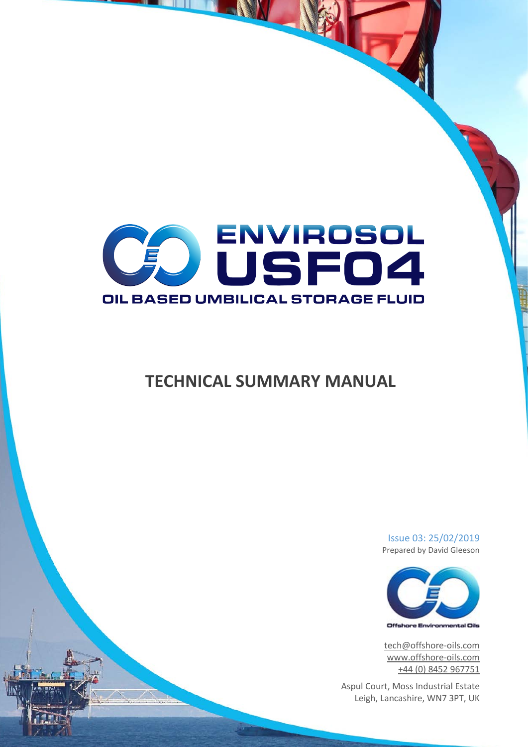# ENVIROSOL USFO4

## OIL BASED UMBILICAL STORAGE FLUID

# TECHNICAL SUMMARY MANUAL

Issue 03: 25/02/2019
Prepared by David Gleeson

Offshore Environmental Oils

tech@offshore-oils.com
www.offshore-oils.com
+44 (0) 8452 967751

Aspul Court, Moss Industrial Estate
Leigh, Lancashire, WN7 3PT, UK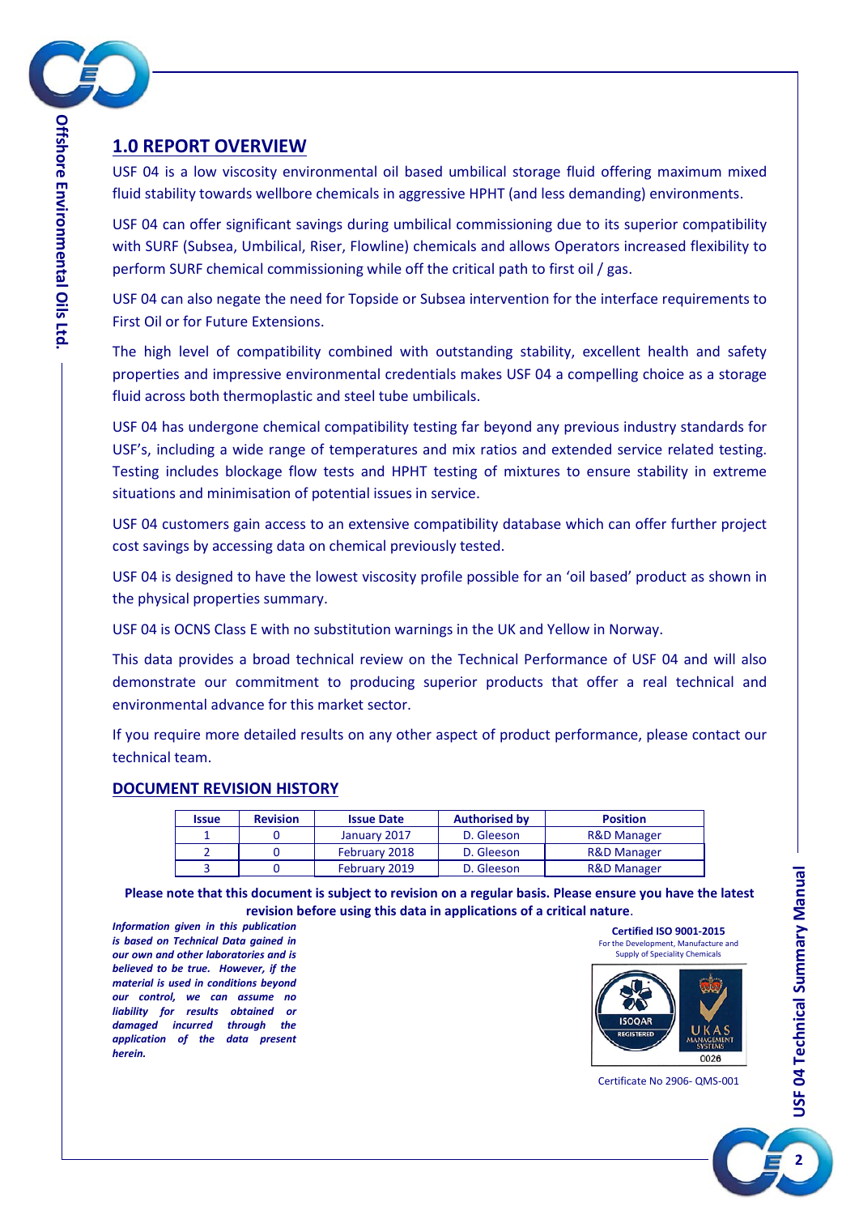## 1.0 REPORT OVERVIEW

USF 04 is a low viscosity environmental oil based umbilical storage fluid offering maximum mixed fluid stability towards wellbore chemicals in aggressive HPHT (and less demanding) environments.

USF 04 can offer significant savings during umbilical commissioning due to its superior compatibility with SURF (Subsea, Umbilical, Riser, Flowline) chemicals and allows Operators increased flexibility to perform SURF chemical commissioning while off the critical path to first oil / gas.

USF 04 can also negate the need for Topside or Subsea intervention for the interface requirements to First Oil or for Future Extensions.

The high level of compatibility combined with outstanding stability, excellent health and safety properties and impressive environmental credentials makes USF 04 a compelling choice as a storage fluid across both thermoplastic and steel tube umbilicals.

USF 04 has undergone chemical compatibility testing far beyond any previous industry standards for USF's, including a wide range of temperatures and mix ratios and extended service related testing. Testing includes blockage flow tests and HPHT testing of mixtures to ensure stability in extreme situations and minimisation of potential issues in service.

USF 04 customers gain access to an extensive compatibility database which can offer further project cost savings by accessing data on chemical previously tested.

USF 04 is designed to have the lowest viscosity profile possible for an 'oil based' product as shown in the physical properties summary.

USF 04 is OCNS Class E with no substitution warnings in the UK and Yellow in Norway.

This data provides a broad technical review on the Technical Performance of USF 04 and will also demonstrate our commitment to producing superior products that offer a real technical and environmental advance for this market sector.

If you require more detailed results on any other aspect of product performance, please contact our technical team.

### DOCUMENT REVISION HISTORY

| Issue | Revision | Issue Date | Authorised by | Position |
|---|---|---|---|---|
| 1 | 0 | January 2017 | D. Gleeson | R&D Manager |
| 2 | 0 | February 2018 | D. Gleeson | R&D Manager |
| 3 | 0 | February 2019 | D. Gleeson | R&D Manager |

**Please note that this document is subject to revision on a regular basis. Please ensure you have the latest revision before using this data in applications of a critical nature.**

***Information given in this publication is based on Technical Data gained in our own and other laboratories and is believed to be true. However, if the material is used in conditions beyond our control, we can assume no liability for results obtained or damaged incurred through the application of the data present herein.***

**Certified ISO 9001-2015**
For the Development, Manufacture and Supply of Speciality Chemicals

Certificate No 2906- QMS-001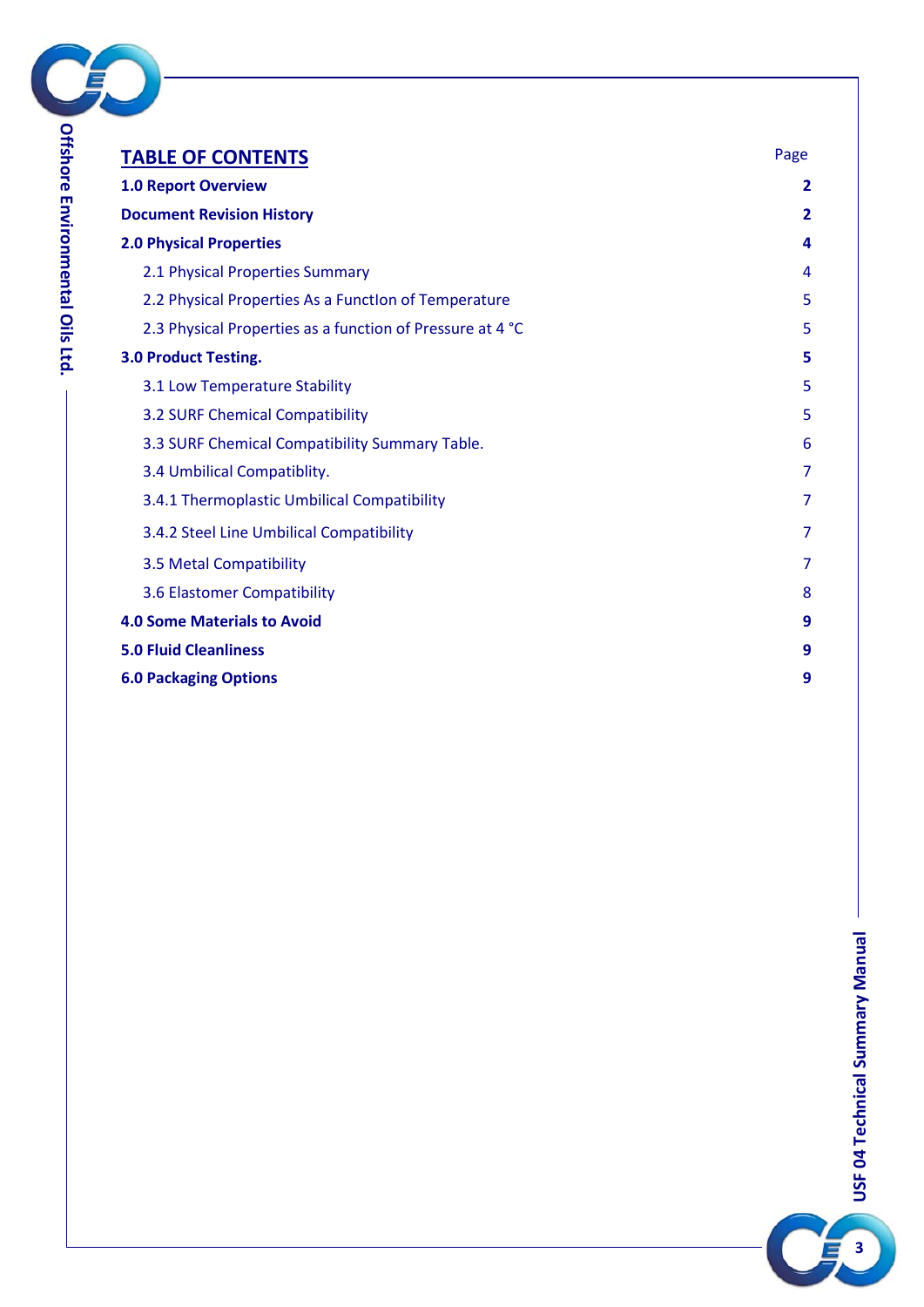# TABLE OF CONTENTS

| | Page |
|---|---|
| **1.0 Report Overview** | **2** |
| **Document Revision History** | **2** |
| **2.0 Physical Properties** | **4** |
| 2.1 Physical Properties Summary | 4 |
| 2.2 Physical Properties As a Functlon of Temperature | 5 |
| 2.3 Physical Properties as a function of Pressure at 4 °C | 5 |
| **3.0 Product Testing.** | **5** |
| 3.1 Low Temperature Stability | 5 |
| 3.2 SURF Chemical Compatibility | 5 |
| 3.3 SURF Chemical Compatibility Summary Table. | 6 |
| 3.4 Umbilical Compatiblity. | 7 |
| 3.4.1 Thermoplastic Umbilical Compatibility | 7 |
| 3.4.2 Steel Line Umbilical Compatibility | 7 |
| 3.5 Metal Compatibility | 7 |
| 3.6 Elastomer Compatibility | 8 |
| **4.0 Some Materials to Avoid** | **9** |
| **5.0 Fluid Cleanliness** | **9** |
| **6.0 Packaging Options** | **9** |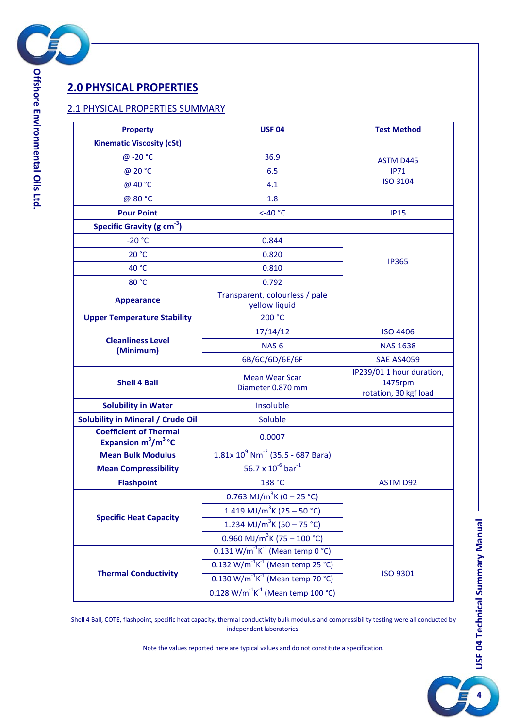## 2.0 PHYSICAL PROPERTIES

### 2.1 PHYSICAL PROPERTIES SUMMARY

| Property | USF 04 | Test Method |
|---|---|---|
| **Kinematic Viscosity (cSt)** | | |
| @ -20 °C | 36.9 | ASTM D445 IP71 ISO 3104 |
| @ 20 °C | 6.5 | |
| @ 40 °C | 4.1 | |
| @ 80 °C | 1.8 | |
| **Pour Point** | <-40 °C | IP15 |
| **Specific Gravity (g $cm^{-3}$)** | | |
| -20 °C | 0.844 | IP365 |
| 20 °C | 0.820 | |
| 40 °C | 0.810 | |
| 80 °C | 0.792 | |
| **Appearance** | Transparent, colourless / pale yellow liquid | |
| **Upper Temperature Stability** | 200 °C | |
| **Cleanliness Level (Minimum)** | 17/14/12 | ISO 4406 |
| | NAS 6 | NAS 1638 |
| | 6B/6C/6D/6E/6F | SAE AS4059 |
| **Shell 4 Ball** | Mean Wear Scar Diameter 0.870 mm | IP239/01 1 hour duration, 1475rpm rotation, 30 kgf load |
| **Solubility in Water** | Insoluble | |
| **Solubility in Mineral / Crude Oil** | Soluble | |
| **Coefficient of Thermal Expansion $m^3/m^3$ °C** | 0.0007 | |
| **Mean Bulk Modulus** | $1.81 \times 10^{9}$ $Nm^{-2}$ (35.5 - 687 Bara) | |
| **Mean Compressibility** | $56.7 \times 10^{-6}$ $bar^{-1}$ | |
| **Flashpoint** | 138 °C | ASTM D92 |
| **Specific Heat Capacity** | 0.763 $MJ/m^3K$ (0 – 25 °C) | |
| | 1.419 $MJ/m^3K$ (25 – 50 °C) | |
| | 1.234 $MJ/m^3K$ (50 – 75 °C) | |
| | 0.960 $MJ/m^3K$ (75 – 100 °C) | |
| **Thermal Conductivity** | 0.131 $W/m^{-1}K^{-1}$ (Mean temp 0 °C) | ISO 9301 |
| | 0.132 $W/m^{-1}K^{-1}$ (Mean temp 25 °C) | |
| | 0.130 $W/m^{-1}K^{-1}$ (Mean temp 70 °C) | |
| | 0.128 $W/m^{-1}K^{-1}$ (Mean temp 100 °C) | |

Shell 4 Ball, COTE, flashpoint, specific heat capacity, thermal conductivity bulk modulus and compressibility testing were all conducted by independent laboratories.

Note the values reported here are typical values and do not constitute a specification.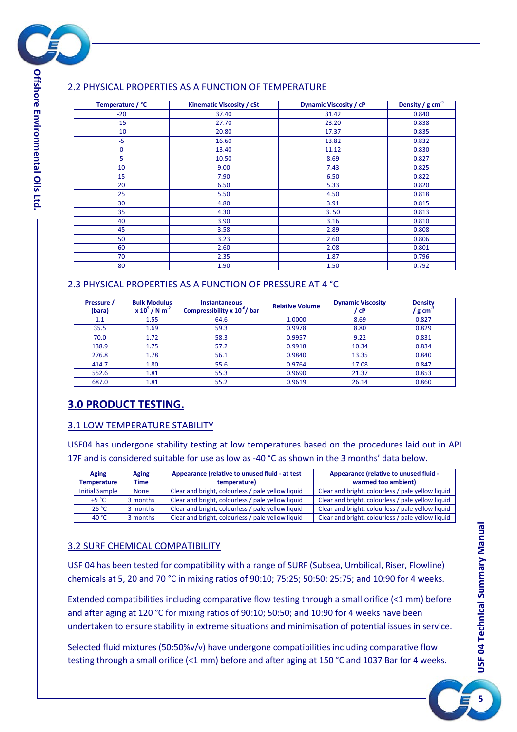## 2.2 PHYSICAL PROPERTIES AS A FUNCTION OF TEMPERATURE

| Temperature / °C | Kinematic Viscosity / cSt | Dynamic Viscosity / cP | Density / g cm$^{-3}$ |
|---|---|---|---|
| -20 | 37.40 | 31.42 | 0.840 |
| -15 | 27.70 | 23.20 | 0.838 |
| -10 | 20.80 | 17.37 | 0.835 |
| -5 | 16.60 | 13.82 | 0.832 |
| 0 | 13.40 | 11.12 | 0.830 |
| 5 | 10.50 | 8.69 | 0.827 |
| 10 | 9.00 | 7.43 | 0.825 |
| 15 | 7.90 | 6.50 | 0.822 |
| 20 | 6.50 | 5.33 | 0.820 |
| 25 | 5.50 | 4.50 | 0.818 |
| 30 | 4.80 | 3.91 | 0.815 |
| 35 | 4.30 | 3. 50 | 0.813 |
| 40 | 3.90 | 3.16 | 0.810 |
| 45 | 3.58 | 2.89 | 0.808 |
| 50 | 3.23 | 2.60 | 0.806 |
| 60 | 2.60 | 2.08 | 0.801 |
| 70 | 2.35 | 1.87 | 0.796 |
| 80 | 1.90 | 1.50 | 0.792 |

## 2.3 PHYSICAL PROPERTIES AS A FUNCTION OF PRESSURE AT 4 °C

| Pressure / (bara) | Bulk Modulus x $10^9$ / N m$^{-2}$ | Instantaneous Compressibility x $10^{-6}$/ bar | Relative Volume | Dynamic Viscosity / cP | Density / g cm$^{-3}$ |
|---|---|---|---|---|---|
| 1.1 | 1.55 | 64.6 | 1.0000 | 8.69 | 0.827 |
| 35.5 | 1.69 | 59.3 | 0.9978 | 8.80 | 0.829 |
| 70.0 | 1.72 | 58.3 | 0.9957 | 9.22 | 0.831 |
| 138.9 | 1.75 | 57.2 | 0.9918 | 10.34 | 0.834 |
| 276.8 | 1.78 | 56.1 | 0.9840 | 13.35 | 0.840 |
| 414.7 | 1.80 | 55.6 | 0.9764 | 17.08 | 0.847 |
| 552.6 | 1.81 | 55.3 | 0.9690 | 21.37 | 0.853 |
| 687.0 | 1.81 | 55.2 | 0.9619 | 26.14 | 0.860 |

# 3.0 PRODUCT TESTING.

## 3.1 LOW TEMPERATURE STABILITY

USF04 has undergone stability testing at low temperatures based on the procedures laid out in API 17F and is considered suitable for use as low as -40 °C as shown in the 3 months' data below.

| Aging Temperature | Aging Time | Appearance (relative to unused fluid - at test temperature) | Appearance (relative to unused fluid - warmed too ambient) |
|---|---|---|---|
| Initial Sample | None | Clear and bright, colourless / pale yellow liquid | Clear and bright, colourless / pale yellow liquid |
| +5 °C | 3 months | Clear and bright, colourless / pale yellow liquid | Clear and bright, colourless / pale yellow liquid |
| -25 °C | 3 months | Clear and bright, colourless / pale yellow liquid | Clear and bright, colourless / pale yellow liquid |
| -40 °C | 3 months | Clear and bright, colourless / pale yellow liquid | Clear and bright, colourless / pale yellow liquid |

## 3.2 SURF CHEMICAL COMPATIBILITY

USF 04 has been tested for compatibility with a range of SURF (Subsea, Umbilical, Riser, Flowline) chemicals at 5, 20 and 70 °C in mixing ratios of 90:10; 75:25; 50:50; 25:75; and 10:90 for 4 weeks.

Extended compatibilities including comparative flow testing through a small orifice (<1 mm) before and after aging at 120 °C for mixing ratios of 90:10; 50:50; and 10:90 for 4 weeks have been undertaken to ensure stability in extreme situations and minimisation of potential issues in service.

Selected fluid mixtures (50:50%v/v) have undergone compatibilities including comparative flow testing through a small orifice (<1 mm) before and after aging at 150 °C and 1037 Bar for 4 weeks.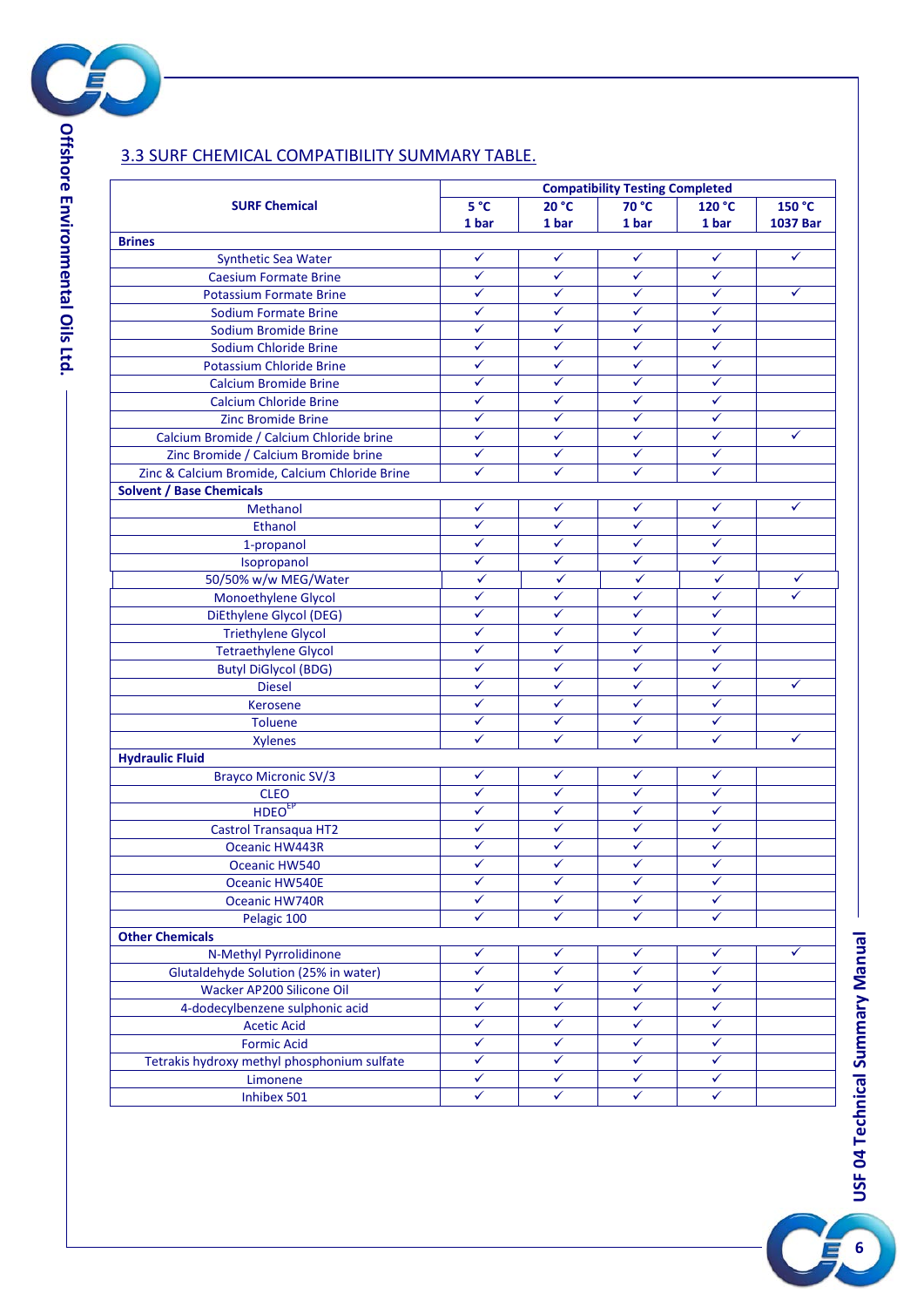## 3.3 SURF CHEMICAL COMPATIBILITY SUMMARY TABLE.

| SURF Chemical | Compatibility Testing Completed | | | | |
|---|---|---|---|---|---|
| | 5 °C 1 bar | 20 °C 1 bar | 70 °C 1 bar | 120 °C 1 bar | 150 °C 1037 Bar |
| **Brines** | | | | | |
| Synthetic Sea Water | ✓ | ✓ | ✓ | ✓ | ✓ |
| Caesium Formate Brine | ✓ | ✓ | ✓ | ✓ | |
| Potassium Formate Brine | ✓ | ✓ | ✓ | ✓ | ✓ |
| Sodium Formate Brine | ✓ | ✓ | ✓ | ✓ | |
| Sodium Bromide Brine | ✓ | ✓ | ✓ | ✓ | |
| Sodium Chloride Brine | ✓ | ✓ | ✓ | ✓ | |
| Potassium Chloride Brine | ✓ | ✓ | ✓ | ✓ | |
| Calcium Bromide Brine | ✓ | ✓ | ✓ | ✓ | |
| Calcium Chloride Brine | ✓ | ✓ | ✓ | ✓ | |
| Zinc Bromide Brine | ✓ | ✓ | ✓ | ✓ | |
| Calcium Bromide / Calcium Chloride brine | ✓ | ✓ | ✓ | ✓ | ✓ |
| Zinc Bromide / Calcium Bromide brine | ✓ | ✓ | ✓ | ✓ | |
| Zinc & Calcium Bromide, Calcium Chloride Brine | ✓ | ✓ | ✓ | ✓ | |
| **Solvent / Base Chemicals** | | | | | |
| Methanol | ✓ | ✓ | ✓ | ✓ | ✓ |
| Ethanol | ✓ | ✓ | ✓ | ✓ | |
| 1-propanol | ✓ | ✓ | ✓ | ✓ | |
| Isopropanol | ✓ | ✓ | ✓ | ✓ | |
| 50/50% w/w MEG/Water | ✓ | ✓ | ✓ | ✓ | ✓ |
| Monoethylene Glycol | ✓ | ✓ | ✓ | ✓ | ✓ |
| DiEthylene Glycol (DEG) | ✓ | ✓ | ✓ | ✓ | |
| Triethylene Glycol | ✓ | ✓ | ✓ | ✓ | |
| Tetraethylene Glycol | ✓ | ✓ | ✓ | ✓ | |
| Butyl DiGlycol (BDG) | ✓ | ✓ | ✓ | ✓ | |
| Diesel | ✓ | ✓ | ✓ | ✓ | ✓ |
| Kerosene | ✓ | ✓ | ✓ | ✓ | |
| Toluene | ✓ | ✓ | ✓ | ✓ | |
| Xylenes | ✓ | ✓ | ✓ | ✓ | ✓ |
| **Hydraulic Fluid** | | | | | |
| Brayco Micronic SV/3 | ✓ | ✓ | ✓ | ✓ | |
| CLEO | ✓ | ✓ | ✓ | ✓ | |
| HDEO[EP] | ✓ | ✓ | ✓ | ✓ | |
| Castrol Transaqua HT2 | ✓ | ✓ | ✓ | ✓ | |
| Oceanic HW443R | ✓ | ✓ | ✓ | ✓ | |
| Oceanic HW540 | ✓ | ✓ | ✓ | ✓ | |
| Oceanic HW540E | ✓ | ✓ | ✓ | ✓ | |
| Oceanic HW740R | ✓ | ✓ | ✓ | ✓ | |
| Pelagic 100 | ✓ | ✓ | ✓ | ✓ | |
| **Other Chemicals** | | | | | |
| N-Methyl Pyrrolidinone | ✓ | ✓ | ✓ | ✓ | ✓ |
| Glutaldehyde Solution (25% in water) | ✓ | ✓ | ✓ | ✓ | |
| Wacker AP200 Silicone Oil | ✓ | ✓ | ✓ | ✓ | |
| 4-dodecylbenzene sulphonic acid | ✓ | ✓ | ✓ | ✓ | |
| Acetic Acid | ✓ | ✓ | ✓ | ✓ | |
| Formic Acid | ✓ | ✓ | ✓ | ✓ | |
| Tetrakis hydroxy methyl phosphonium sulfate | ✓ | ✓ | ✓ | ✓ | |
| Limonene | ✓ | ✓ | ✓ | ✓ | |
| Inhibex 501 | ✓ | ✓ | ✓ | ✓ | |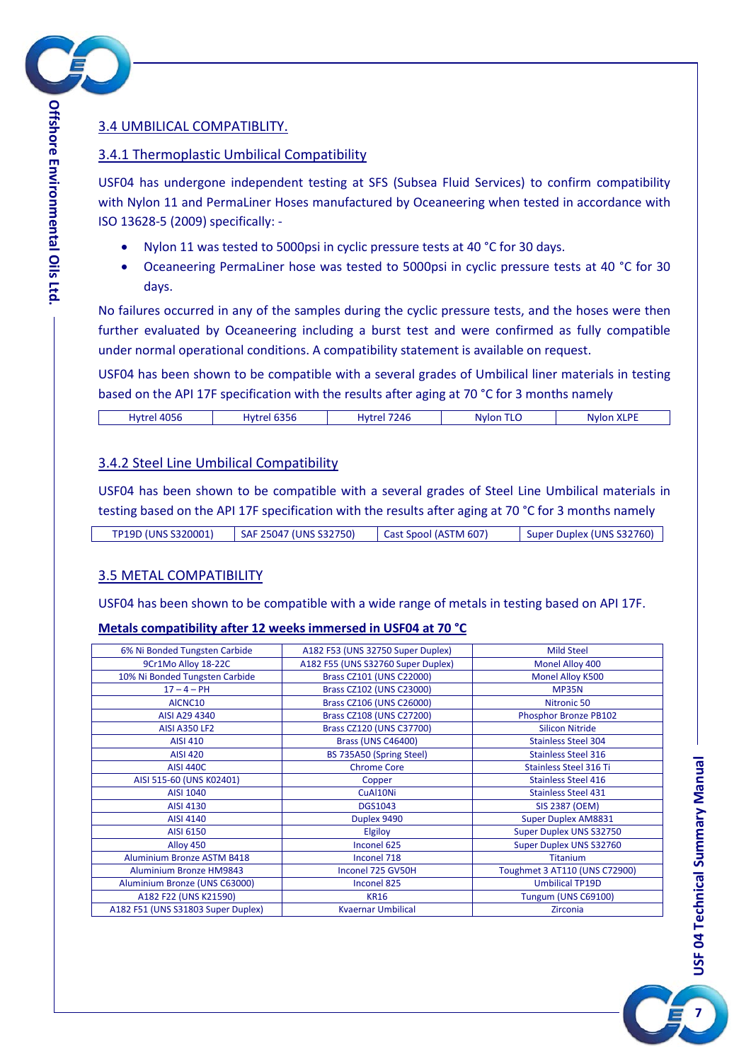## 3.4 UMBILICAL COMPATIBLITY.

### 3.4.1 Thermoplastic Umbilical Compatibility

USF04 has undergone independent testing at SFS (Subsea Fluid Services) to confirm compatibility with Nylon 11 and PermaLiner Hoses manufactured by Oceaneering when tested in accordance with ISO 13628-5 (2009) specifically: -

- Nylon 11 was tested to 5000psi in cyclic pressure tests at 40 °C for 30 days.
- Oceaneering PermaLiner hose was tested to 5000psi in cyclic pressure tests at 40 °C for 30 days.

No failures occurred in any of the samples during the cyclic pressure tests, and the hoses were then further evaluated by Oceaneering including a burst test and were confirmed as fully compatible under normal operational conditions. A compatibility statement is available on request.

USF04 has been shown to be compatible with a several grades of Umbilical liner materials in testing based on the API 17F specification with the results after aging at 70 °C for 3 months namely

| Hytrel 4056 | Hytrel 6356 | Hytrel 7246 | Nylon TLO | Nylon XLPE |
|---|---|---|---|---|

### 3.4.2 Steel Line Umbilical Compatibility

USF04 has been shown to be compatible with a several grades of Steel Line Umbilical materials in testing based on the API 17F specification with the results after aging at 70 °C for 3 months namely

| TP19D (UNS S320001) | SAF 25047 (UNS S32750) | Cast Spool (ASTM 607) | Super Duplex (UNS S32760) |
|---|---|---|---|

## 3.5 METAL COMPATIBILITY

USF04 has been shown to be compatible with a wide range of metals in testing based on API 17F.

**Metals compatibility after 12 weeks immersed in USF04 at 70 °C**

| | | |
|---|---|---|
| 6% Ni Bonded Tungsten Carbide | A182 F53 (UNS 32750 Super Duplex) | Mild Steel |
| 9Cr1Mo Alloy 18-22C | A182 F55 (UNS S32760 Super Duplex) | Monel Alloy 400 |
| 10% Ni Bonded Tungsten Carbide | Brass CZ101 (UNS C22000) | Monel Alloy K500 |
| 17 – 4 – PH | Brass CZ102 (UNS C23000) | MP35N |
| AlCNC10 | Brass CZ106 (UNS C26000) | Nitronic 50 |
| AISI A29 4340 | Brass CZ108 (UNS C27200) | Phosphor Bronze PB102 |
| AISI A350 LF2 | Brass CZ120 (UNS C37700) | Silicon Nitride |
| AISI 410 | Brass (UNS C46400) | Stainless Steel 304 |
| AISI 420 | BS 735A50 (Spring Steel) | Stainless Steel 316 |
| AISI 440C | Chrome Core | Stainless Steel 316 Ti |
| AISI 515-60 (UNS K02401) | Copper | Stainless Steel 416 |
| AISI 1040 | CuAl10Ni | Stainless Steel 431 |
| AISI 4130 | DGS1043 | SIS 2387 (OEM) |
| AISI 4140 | Duplex 9490 | Super Duplex AM8831 |
| AISI 6150 | Elgiloy | Super Duplex UNS S32750 |
| Alloy 450 | Inconel 625 | Super Duplex UNS S32760 |
| Aluminium Bronze ASTM B418 | Inconel 718 | Titanium |
| Aluminium Bronze HM9843 | Inconel 725 GV50H | Toughmet 3 AT110 (UNS C72900) |
| Aluminium Bronze (UNS C63000) | Inconel 825 | Umbilical TP19D |
| A182 F22 (UNS K21590) | KR16 | Tungum (UNS C69100) |
| A182 F51 (UNS S31803 Super Duplex) | Kvaernar Umbilical | Zirconia |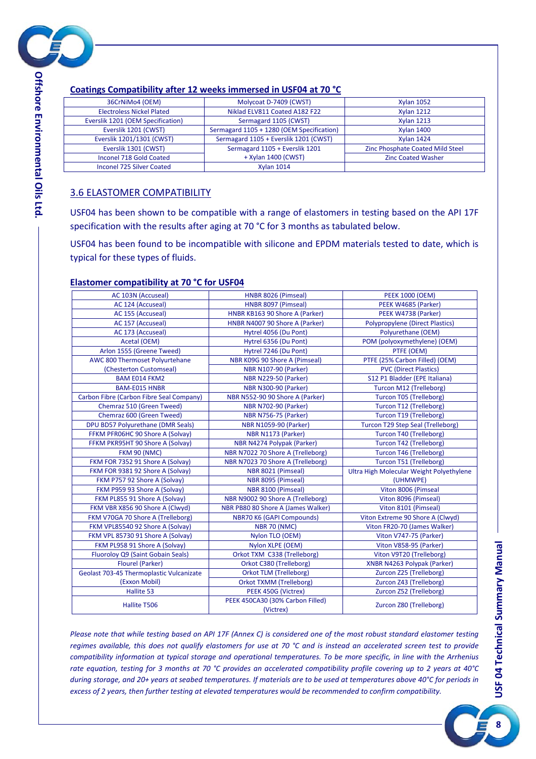### Coatings Compatibility after 12 weeks immersed in USF04 at 70 °C

| | | |
|---|---|---|
| 36CrNiMo4 (OEM) | Molycoat D-7409 (CWST) | Xylan 1052 |
| Electroless Nickel Plated | Niklad ELV811 Coated A182 F22 | Xylan 1212 |
| Everslik 1201 (OEM Specification) | Sermagard 1105 (CWST) | Xylan 1213 |
| Everslik 1201 (CWST) | Sermagard 1105 + 1280 (OEM Specification) | Xylan 1400 |
| Everslik 1201/1301 (CWST) | Sermagard 1105 + Everslik 1201 (CWST) | Xylan 1424 |
| Everslik 1301 (CWST) | Sermagard 1105 + Everslik 1201 + Xylan 1400 (CWST) | Zinc Phosphate Coated Mild Steel |
| Inconel 718 Gold Coated | | Zinc Coated Washer |
| Inconel 725 Silver Coated | Xylan 1014 | |

## 3.6 ELASTOMER COMPATIBILITY

USF04 has been shown to be compatible with a range of elastomers in testing based on the API 17F specification with the results after aging at 70 °C for 3 months as tabulated below.

USF04 has been found to be incompatible with silicone and EPDM materials tested to date, which is typical for these types of fluids.

### Elastomer compatibility at 70 °C for USF04

| | | |
|---|---|---|
| AC 103N (Accuseal) | HNBR 8026 (Pimseal) | PEEK 1000 (OEM) |
| AC 124 (Accuseal) | HNBR 8097 (Pimseal) | PEEK W4685 (Parker) |
| AC 155 (Accuseal) | HNBR KB163 90 Shore A (Parker) | PEEK W4738 (Parker) |
| AC 157 (Accuseal) | HNBR N4007 90 Shore A (Parker) | Polypropylene (Direct Plastics) |
| AC 173 (Accuseal) | Hytrel 4056 (Du Pont) | Polyurethane (OEM) |
| Acetal (OEM) | Hytrel 6356 (Du Pont) | POM (polyoxymethylene) (OEM) |
| Arlon 1555 (Greene Tweed) | Hytrel 7246 (Du Pont) | PTFE (OEM) |
| AWC 800 Thermoset Polyurtehane (Chesterton Customseal) | NBR K09G 90 Shore A (Pimseal) | PTFE (25% Carbon Filled) (OEM) |
| | NBR N107-90 (Parker) | PVC (Direct Plastics) |
| BAM E014 FKM2 | NBR N229-50 (Parker) | S12 P1 Bladder (EPE Italiana) |
| BAM-E015 HNBR | NBR N300-90 (Parker) | Turcon M12 (Trelleborg) |
| Carbon Fibre (Carbon Fibre Seal Company) | NBR N552-90 90 Shore A (Parker) | Turcon T05 (Trelleborg) |
| Chemraz 510 (Green Tweed) | NBR N702-90 (Parker) | Turcon T12 (Trelleborg) |
| Chemraz 600 (Green Tweed) | NBR N756-75 (Parker) | Turcon T19 (Trelleborg) |
| DPU BD57 Polyurethane (DMR Seals) | NBR N1059-90 (Parker) | Turcon T29 Step Seal (Trelleborg) |
| FFKM PFR06HC 90 Shore A (Solvay) | NBR N1173 (Parker) | Turcon T40 (Trelleborg) |
| FFKM PKR95HT 90 Shore A (Solvay) | NBR N4274 Polypak (Parker) | Turcon T42 (Trelleborg) |
| FKM 90 (NMC) | NBR N7022 70 Shore A (Trelleborg) | Turcon T46 (Trelleborg) |
| FKM FOR 7352 91 Shore A (Solvay) | NBR N7023 70 Shore A (Trelleborg) | Turcon T51 (Trelleborg) |
| FKM FOR 9381 92 Shore A (Solvay) | NBR 8021 (Pimseal) | Ultra High Molecular Weight Polyethylene (UHMWPE) |
| FKM P757 92 Shore A (Solvay) | NBR 8095 (Pimseal) | |
| FKM P959 93 Shore A (Solvay) | NBR 8100 (Pimseal) | Viton 8006 (Pimseal |
| FKM PL855 91 Shore A (Solvay) | NBR N9002 90 Shore A (Trelleborg) | Viton 8096 (Pimseal) |
| FKM VBR X856 90 Shore A (Clwyd) | NBR PB80 80 Shore A (James Walker) | Viton 8101 (Pimseal) |
| FKM V70GA 70 Shore A (Trelleborg) | NBR70 K6 (GAPI Compounds) | Viton Extreme 90 Shore A (Clwyd) |
| FKM VPL85540 92 Shore A (Solvay) | NBR 70 (NMC) | Viton FR20-70 (James Walker) |
| FKM VPL 85730 91 Shore A (Solvay) | Nylon TLO (OEM) | Viton V747-75 (Parker) |
| FKM PL958 91 Shore A (Solvay) | Nylon XLPE (OEM) | Viton V858-95 (Parker) |
| Fluoroloy Q9 (Saint Gobain Seals) | Orkot TXM C338 (Trelleborg) | Viton V9T20 (Trelleborg) |
| Flourel (Parker) | Orkot C380 (Trelleborg) | XNBR N4263 Polypak (Parker) |
| Geolast 703-45 Thermoplastic Vulcanizate (Exxon Mobil) | Orkot TLM (Trelleborg) | Zurcon Z25 (Trelleborg) |
| | Orkot TXMM (Trelleborg) | Zurcon Z43 (Trelleborg) |
| Hallite 53 | PEEK 450G (Victrex) | Zurcon Z52 (Trelleborg) |
| Hallite T506 | PEEK 450CA30 (30% Carbon Filled) (Victrex) | Zurcon Z80 (Trelleborg) |

*Please note that while testing based on API 17F (Annex C) is considered one of the most robust standard elastomer testing regimes available, this does not qualify elastomers for use at 70 °C and is instead an accelerated screen test to provide compatibility information at typical storage and operational temperatures. To be more specific, in line with the Arrhenius rate equation, testing for 3 months at 70 °C provides an accelerated compatibility profile covering up to 2 years at 40°C during storage, and 20+ years at seabed temperatures. If materials are to be used at temperatures above 40°C for periods in excess of 2 years, then further testing at elevated temperatures would be recommended to confirm compatibility.*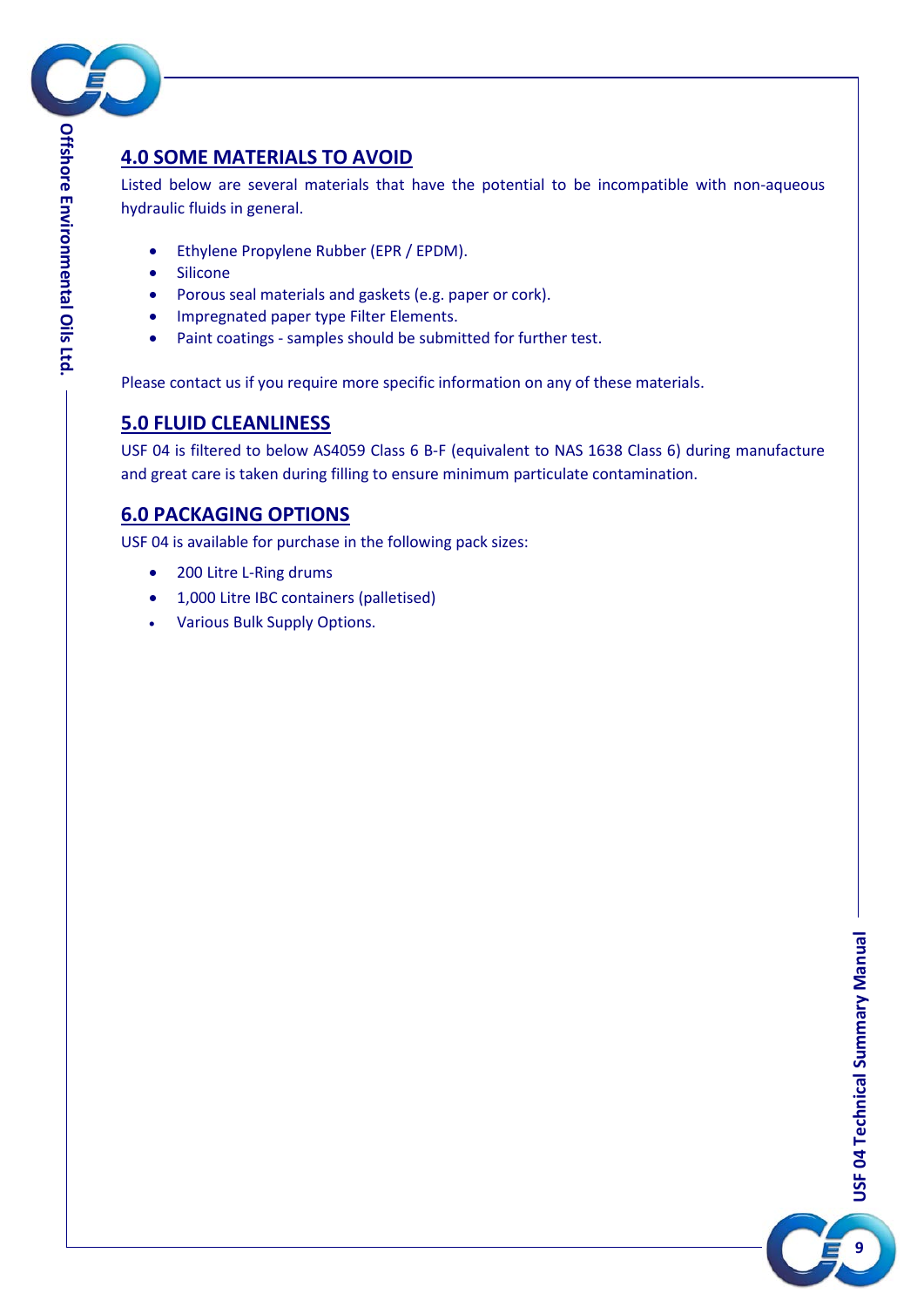## 4.0 SOME MATERIALS TO AVOID

Listed below are several materials that have the potential to be incompatible with non-aqueous hydraulic fluids in general.

- Ethylene Propylene Rubber (EPR / EPDM).
- Silicone
- Porous seal materials and gaskets (e.g. paper or cork).
- Impregnated paper type Filter Elements.
- Paint coatings - samples should be submitted for further test.

Please contact us if you require more specific information on any of these materials.

## 5.0 FLUID CLEANLINESS

USF 04 is filtered to below AS4059 Class 6 B-F (equivalent to NAS 1638 Class 6) during manufacture and great care is taken during filling to ensure minimum particulate contamination.

## 6.0 PACKAGING OPTIONS

USF 04 is available for purchase in the following pack sizes:

- 200 Litre L-Ring drums
- 1,000 Litre IBC containers (palletised)
- Various Bulk Supply Options.